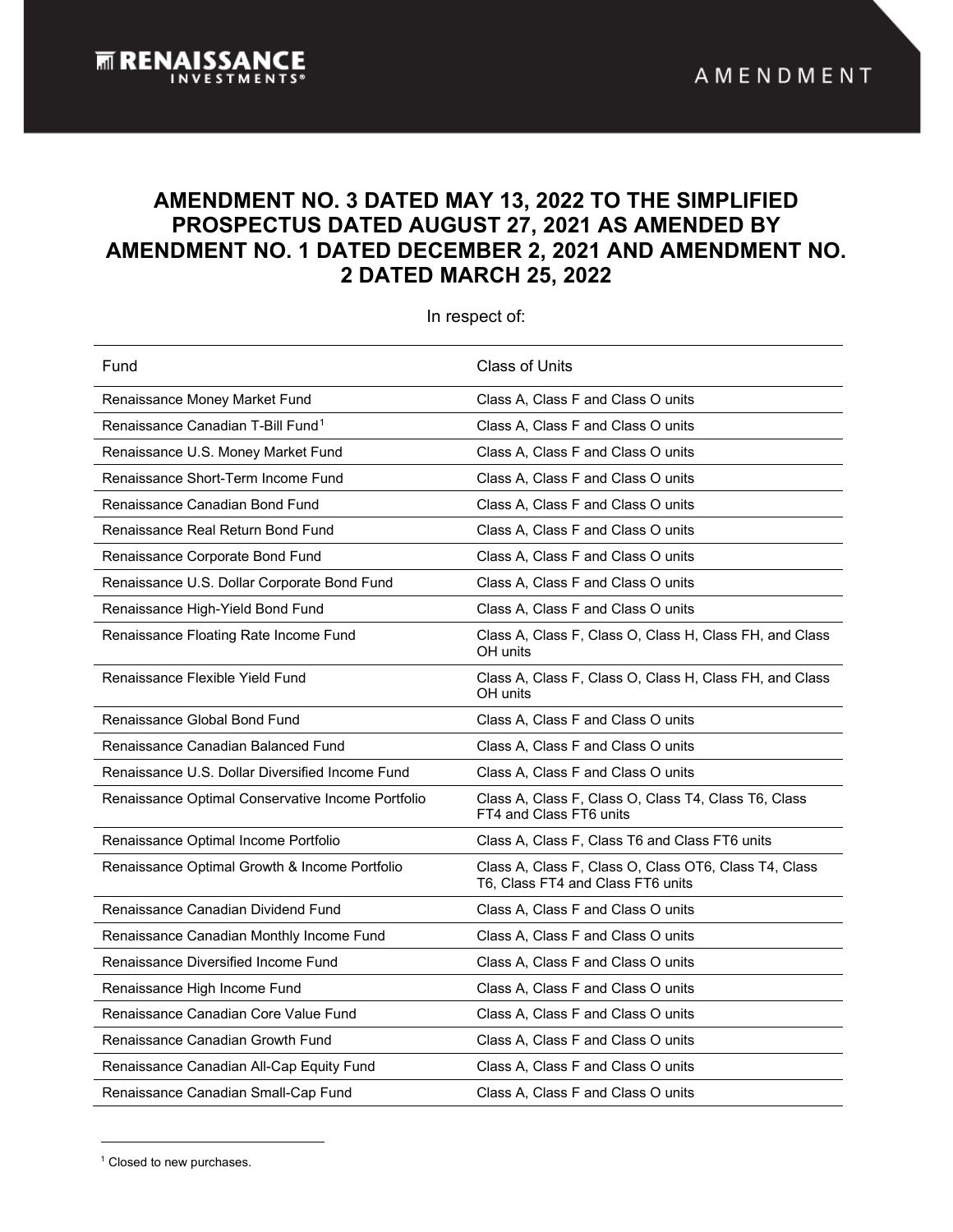# AMENDMENT NO. 3 DATED MAY 13, 2022 TO THE SIMPLIFIED PROSPECTUS DATED AUGUST 27, 2021 AS AMENDED BY AMENDMENT NO. 1 DATED DECEMBER 2, 2021 AND AMENDMENT NO. 2 DATED MARCH 25, 2022

In respect of:

| Fund | Class of Units |
|---|---|
| Renaissance Money Market Fund | Class A, Class F and Class O units |
| Renaissance Canadian T-Bill Fund[1] | Class A, Class F and Class O units |
| Renaissance U.S. Money Market Fund | Class A, Class F and Class O units |
| Renaissance Short-Term Income Fund | Class A, Class F and Class O units |
| Renaissance Canadian Bond Fund | Class A, Class F and Class O units |
| Renaissance Real Return Bond Fund | Class A, Class F and Class O units |
| Renaissance Corporate Bond Fund | Class A, Class F and Class O units |
| Renaissance U.S. Dollar Corporate Bond Fund | Class A, Class F and Class O units |
| Renaissance High-Yield Bond Fund | Class A, Class F and Class O units |
| Renaissance Floating Rate Income Fund | Class A, Class F, Class O, Class H, Class FH, and Class OH units |
| Renaissance Flexible Yield Fund | Class A, Class F, Class O, Class H, Class FH, and Class OH units |
| Renaissance Global Bond Fund | Class A, Class F and Class O units |
| Renaissance Canadian Balanced Fund | Class A, Class F and Class O units |
| Renaissance U.S. Dollar Diversified Income Fund | Class A, Class F and Class O units |
| Renaissance Optimal Conservative Income Portfolio | Class A, Class F, Class O, Class T4, Class T6, Class FT4 and Class FT6 units |
| Renaissance Optimal Income Portfolio | Class A, Class F, Class T6 and Class FT6 units |
| Renaissance Optimal Growth & Income Portfolio | Class A, Class F, Class O, Class OT6, Class T4, Class T6, Class FT4 and Class FT6 units |
| Renaissance Canadian Dividend Fund | Class A, Class F and Class O units |
| Renaissance Canadian Monthly Income Fund | Class A, Class F and Class O units |
| Renaissance Diversified Income Fund | Class A, Class F and Class O units |
| Renaissance High Income Fund | Class A, Class F and Class O units |
| Renaissance Canadian Core Value Fund | Class A, Class F and Class O units |
| Renaissance Canadian Growth Fund | Class A, Class F and Class O units |
| Renaissance Canadian All-Cap Equity Fund | Class A, Class F and Class O units |
| Renaissance Canadian Small-Cap Fund | Class A, Class F and Class O units |

[1] Closed to new purchases.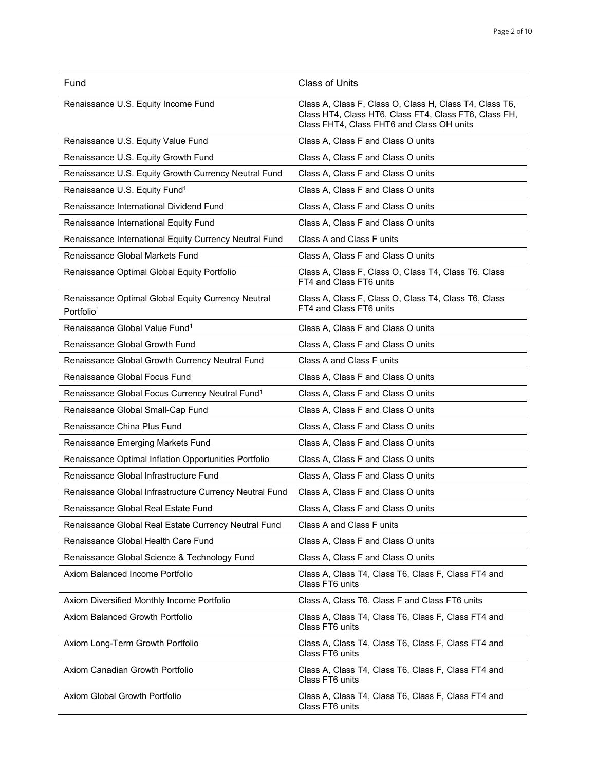| Fund | Class of Units |
|---|---|
| Renaissance U.S. Equity Income Fund | Class A, Class F, Class O, Class H, Class T4, Class T6, Class HT4, Class HT6, Class FT4, Class FT6, Class FH, Class FHT4, Class FHT6 and Class OH units |
| Renaissance U.S. Equity Value Fund | Class A, Class F and Class O units |
| Renaissance U.S. Equity Growth Fund | Class A, Class F and Class O units |
| Renaissance U.S. Equity Growth Currency Neutral Fund | Class A, Class F and Class O units |
| Renaissance U.S. Equity Fund[1] | Class A, Class F and Class O units |
| Renaissance International Dividend Fund | Class A, Class F and Class O units |
| Renaissance International Equity Fund | Class A, Class F and Class O units |
| Renaissance International Equity Currency Neutral Fund | Class A and Class F units |
| Renaissance Global Markets Fund | Class A, Class F and Class O units |
| Renaissance Optimal Global Equity Portfolio | Class A, Class F, Class O, Class T4, Class T6, Class FT4 and Class FT6 units |
| Renaissance Optimal Global Equity Currency Neutral Portfolio[1] | Class A, Class F, Class O, Class T4, Class T6, Class FT4 and Class FT6 units |
| Renaissance Global Value Fund[1] | Class A, Class F and Class O units |
| Renaissance Global Growth Fund | Class A, Class F and Class O units |
| Renaissance Global Growth Currency Neutral Fund | Class A and Class F units |
| Renaissance Global Focus Fund | Class A, Class F and Class O units |
| Renaissance Global Focus Currency Neutral Fund[1] | Class A, Class F and Class O units |
| Renaissance Global Small-Cap Fund | Class A, Class F and Class O units |
| Renaissance China Plus Fund | Class A, Class F and Class O units |
| Renaissance Emerging Markets Fund | Class A, Class F and Class O units |
| Renaissance Optimal Inflation Opportunities Portfolio | Class A, Class F and Class O units |
| Renaissance Global Infrastructure Fund | Class A, Class F and Class O units |
| Renaissance Global Infrastructure Currency Neutral Fund | Class A, Class F and Class O units |
| Renaissance Global Real Estate Fund | Class A, Class F and Class O units |
| Renaissance Global Real Estate Currency Neutral Fund | Class A and Class F units |
| Renaissance Global Health Care Fund | Class A, Class F and Class O units |
| Renaissance Global Science & Technology Fund | Class A, Class F and Class O units |
| Axiom Balanced Income Portfolio | Class A, Class T4, Class T6, Class F, Class FT4 and Class FT6 units |
| Axiom Diversified Monthly Income Portfolio | Class A, Class T6, Class F and Class FT6 units |
| Axiom Balanced Growth Portfolio | Class A, Class T4, Class T6, Class F, Class FT4 and Class FT6 units |
| Axiom Long-Term Growth Portfolio | Class A, Class T4, Class T6, Class F, Class FT4 and Class FT6 units |
| Axiom Canadian Growth Portfolio | Class A, Class T4, Class T6, Class F, Class FT4 and Class FT6 units |
| Axiom Global Growth Portfolio | Class A, Class T4, Class T6, Class F, Class FT4 and Class FT6 units |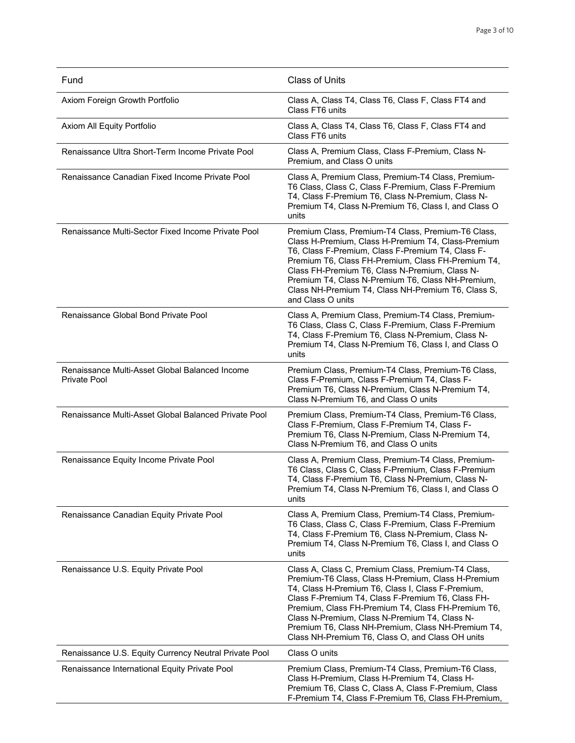| Fund | Class of Units |
|---|---|
| Axiom Foreign Growth Portfolio | Class A, Class T4, Class T6, Class F, Class FT4 and Class FT6 units |
| Axiom All Equity Portfolio | Class A, Class T4, Class T6, Class F, Class FT4 and Class FT6 units |
| Renaissance Ultra Short-Term Income Private Pool | Class A, Premium Class, Class F-Premium, Class N-Premium, and Class O units |
| Renaissance Canadian Fixed Income Private Pool | Class A, Premium Class, Premium-T4 Class, Premium-T6 Class, Class C, Class F-Premium, Class F-Premium T4, Class F-Premium T6, Class N-Premium, Class N-Premium T4, Class N-Premium T6, Class I, and Class O units |
| Renaissance Multi-Sector Fixed Income Private Pool | Premium Class, Premium-T4 Class, Premium-T6 Class, Class H-Premium, Class H-Premium T4, Class-Premium T6, Class F-Premium, Class F-Premium T4, Class F-Premium T6, Class FH-Premium, Class FH-Premium T4, Class FH-Premium T6, Class N-Premium, Class N-Premium T4, Class N-Premium T6, Class NH-Premium, Class NH-Premium T4, Class NH-Premium T6, Class S, and Class O units |
| Renaissance Global Bond Private Pool | Class A, Premium Class, Premium-T4 Class, Premium-T6 Class, Class C, Class F-Premium, Class F-Premium T4, Class F-Premium T6, Class N-Premium, Class N-Premium T4, Class N-Premium T6, Class I, and Class O units |
| Renaissance Multi-Asset Global Balanced Income Private Pool | Premium Class, Premium-T4 Class, Premium-T6 Class, Class F-Premium, Class F-Premium T4, Class F-Premium T6, Class N-Premium, Class N-Premium T4, Class N-Premium T6, and Class O units |
| Renaissance Multi-Asset Global Balanced Private Pool | Premium Class, Premium-T4 Class, Premium-T6 Class, Class F-Premium, Class F-Premium T4, Class F-Premium T6, Class N-Premium, Class N-Premium T4, Class N-Premium T6, and Class O units |
| Renaissance Equity Income Private Pool | Class A, Premium Class, Premium-T4 Class, Premium-T6 Class, Class C, Class F-Premium, Class F-Premium T4, Class F-Premium T6, Class N-Premium, Class N-Premium T4, Class N-Premium T6, Class I, and Class O units |
| Renaissance Canadian Equity Private Pool | Class A, Premium Class, Premium-T4 Class, Premium-T6 Class, Class C, Class F-Premium, Class F-Premium T4, Class F-Premium T6, Class N-Premium, Class N-Premium T4, Class N-Premium T6, Class I, and Class O units |
| Renaissance U.S. Equity Private Pool | Class A, Class C, Premium Class, Premium-T4 Class, Premium-T6 Class, Class H-Premium, Class H-Premium T4, Class H-Premium T6, Class I, Class F-Premium, Class F-Premium T4, Class F-Premium T6, Class FH-Premium, Class FH-Premium T4, Class FH-Premium T6, Class N-Premium, Class N-Premium T4, Class N-Premium T6, Class NH-Premium, Class NH-Premium T4, Class NH-Premium T6, Class O, and Class OH units |
| Renaissance U.S. Equity Currency Neutral Private Pool | Class O units |
| Renaissance International Equity Private Pool | Premium Class, Premium-T4 Class, Premium-T6 Class, Class H-Premium, Class H-Premium T4, Class H-Premium T6, Class C, Class A, Class F-Premium, Class F-Premium T4, Class F-Premium T6, Class FH-Premium, |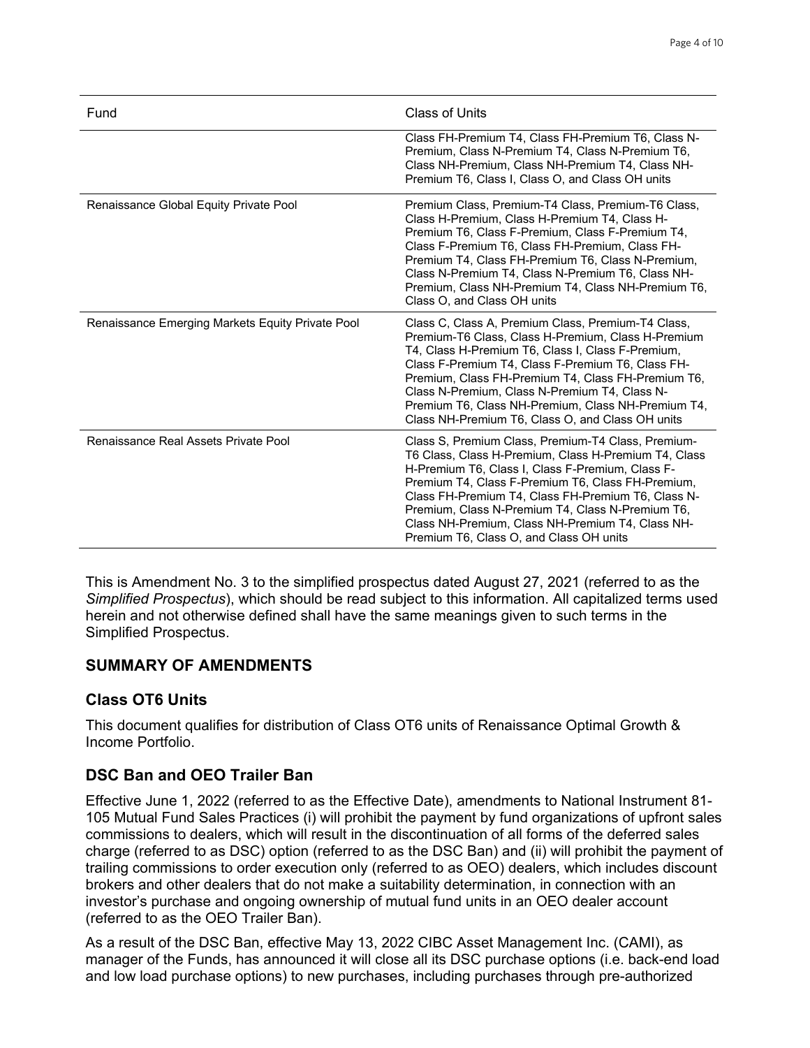| Fund | Class of Units |
|---|---|
| | Class FH-Premium T4, Class FH-Premium T6, Class N-Premium, Class N-Premium T4, Class N-Premium T6, Class NH-Premium, Class NH-Premium T4, Class NH-Premium T6, Class I, Class O, and Class OH units |
| Renaissance Global Equity Private Pool | Premium Class, Premium-T4 Class, Premium-T6 Class, Class H-Premium, Class H-Premium T4, Class H-Premium T6, Class F-Premium, Class F-Premium T4, Class F-Premium T6, Class FH-Premium, Class FH-Premium T4, Class FH-Premium T6, Class N-Premium, Class N-Premium T4, Class N-Premium T6, Class NH-Premium, Class NH-Premium T4, Class NH-Premium T6, Class O, and Class OH units |
| Renaissance Emerging Markets Equity Private Pool | Class C, Class A, Premium Class, Premium-T4 Class, Premium-T6 Class, Class H-Premium, Class H-Premium T4, Class H-Premium T6, Class I, Class F-Premium, Class F-Premium T4, Class F-Premium T6, Class FH-Premium, Class FH-Premium T4, Class FH-Premium T6, Class N-Premium, Class N-Premium T4, Class N-Premium T6, Class NH-Premium, Class NH-Premium T4, Class NH-Premium T6, Class O, and Class OH units |
| Renaissance Real Assets Private Pool | Class S, Premium Class, Premium-T4 Class, Premium-T6 Class, Class H-Premium, Class H-Premium T4, Class H-Premium T6, Class I, Class F-Premium, Class F-Premium T4, Class F-Premium T6, Class FH-Premium, Class FH-Premium T4, Class FH-Premium T6, Class N-Premium, Class N-Premium T4, Class N-Premium T6, Class NH-Premium, Class NH-Premium T4, Class NH-Premium T6, Class O, and Class OH units |

This is Amendment No. 3 to the simplified prospectus dated August 27, 2021 (referred to as the *Simplified Prospectus*), which should be read subject to this information. All capitalized terms used herein and not otherwise defined shall have the same meanings given to such terms in the Simplified Prospectus.

## SUMMARY OF AMENDMENTS

### Class OT6 Units

This document qualifies for distribution of Class OT6 units of Renaissance Optimal Growth & Income Portfolio.

### DSC Ban and OEO Trailer Ban

Effective June 1, 2022 (referred to as the Effective Date), amendments to National Instrument 81-105 Mutual Fund Sales Practices (i) will prohibit the payment by fund organizations of upfront sales commissions to dealers, which will result in the discontinuation of all forms of the deferred sales charge (referred to as DSC) option (referred to as the DSC Ban) and (ii) will prohibit the payment of trailing commissions to order execution only (referred to as OEO) dealers, which includes discount brokers and other dealers that do not make a suitability determination, in connection with an investor's purchase and ongoing ownership of mutual fund units in an OEO dealer account (referred to as the OEO Trailer Ban).

As a result of the DSC Ban, effective May 13, 2022 CIBC Asset Management Inc. (CAMI), as manager of the Funds, has announced it will close all its DSC purchase options (i.e. back-end load and low load purchase options) to new purchases, including purchases through pre-authorized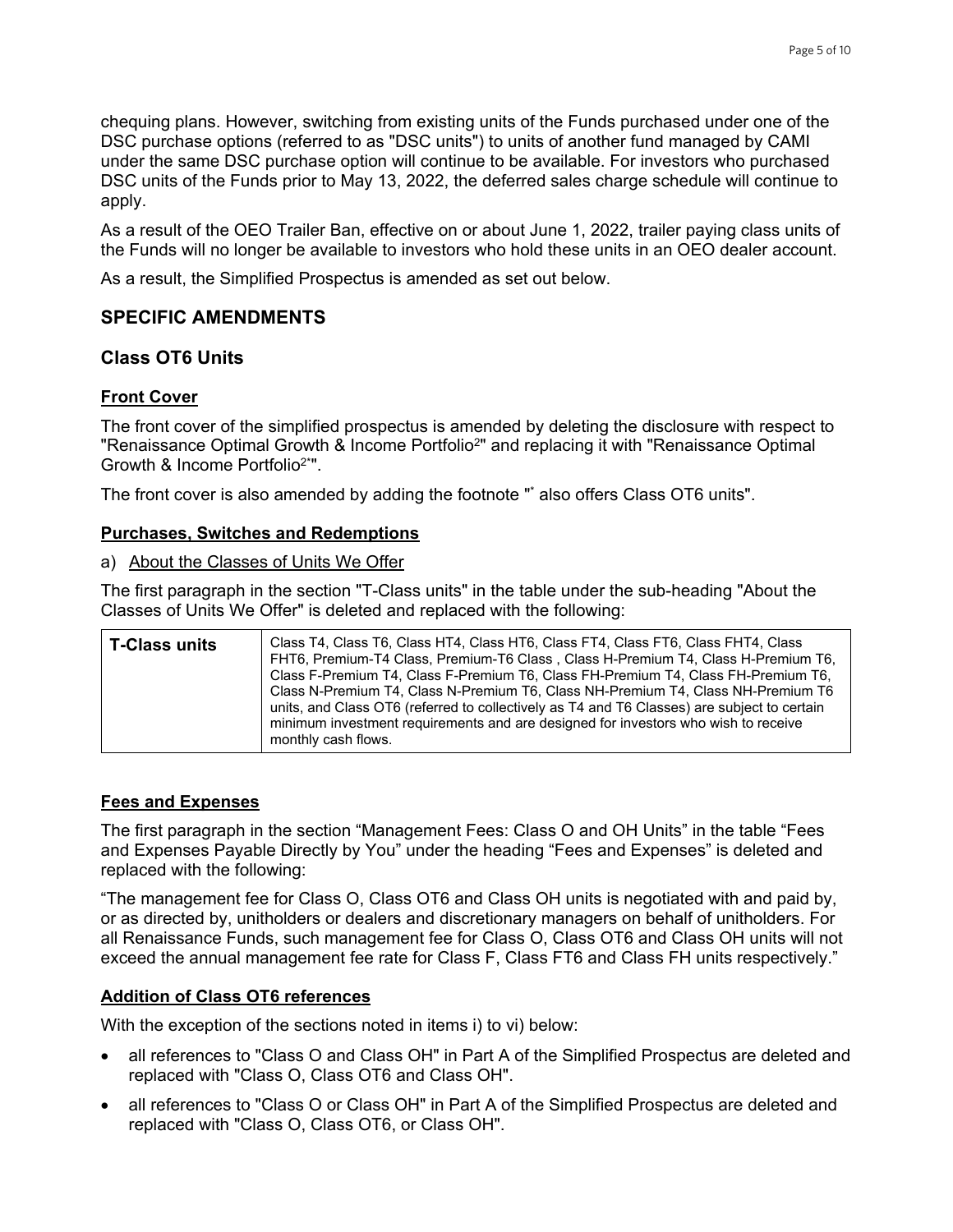chequing plans. However, switching from existing units of the Funds purchased under one of the DSC purchase options (referred to as "DSC units") to units of another fund managed by CAMI under the same DSC purchase option will continue to be available. For investors who purchased DSC units of the Funds prior to May 13, 2022, the deferred sales charge schedule will continue to apply.

As a result of the OEO Trailer Ban, effective on or about June 1, 2022, trailer paying class units of the Funds will no longer be available to investors who hold these units in an OEO dealer account.

As a result, the Simplified Prospectus is amended as set out below.

## SPECIFIC AMENDMENTS

### Class OT6 Units

**Front Cover**

The front cover of the simplified prospectus is amended by deleting the disclosure with respect to "Renaissance Optimal Growth & Income Portfolio[2]" and replacing it with "Renaissance Optimal Growth & Income Portfolio[2*]".

The front cover is also amended by adding the footnote "[*] also offers Class OT6 units".

**Purchases, Switches and Redemptions**

a) About the Classes of Units We Offer

The first paragraph in the section "T-Class units" in the table under the sub-heading "About the Classes of Units We Offer" is deleted and replaced with the following:

| T-Class units | Class T4, Class T6, Class HT4, Class HT6, Class FT4, Class FT6, Class FHT4, Class FHT6, Premium-T4 Class, Premium-T6 Class , Class H-Premium T4, Class H-Premium T6, Class F-Premium T4, Class F-Premium T6, Class FH-Premium T4, Class FH-Premium T6, Class N-Premium T4, Class N-Premium T6, Class NH-Premium T4, Class NH-Premium T6 units, and Class OT6 (referred to collectively as T4 and T6 Classes) are subject to certain minimum investment requirements and are designed for investors who wish to receive monthly cash flows. |
|---|---|

**Fees and Expenses**

The first paragraph in the section "Management Fees: Class O and OH Units" in the table "Fees and Expenses Payable Directly by You" under the heading "Fees and Expenses" is deleted and replaced with the following:

"The management fee for Class O, Class OT6 and Class OH units is negotiated with and paid by, or as directed by, unitholders or dealers and discretionary managers on behalf of unitholders. For all Renaissance Funds, such management fee for Class O, Class OT6 and Class OH units will not exceed the annual management fee rate for Class F, Class FT6 and Class FH units respectively."

**Addition of Class OT6 references**

With the exception of the sections noted in items i) to vi) below:

- all references to "Class O and Class OH" in Part A of the Simplified Prospectus are deleted and replaced with "Class O, Class OT6 and Class OH".
- all references to "Class O or Class OH" in Part A of the Simplified Prospectus are deleted and replaced with "Class O, Class OT6, or Class OH".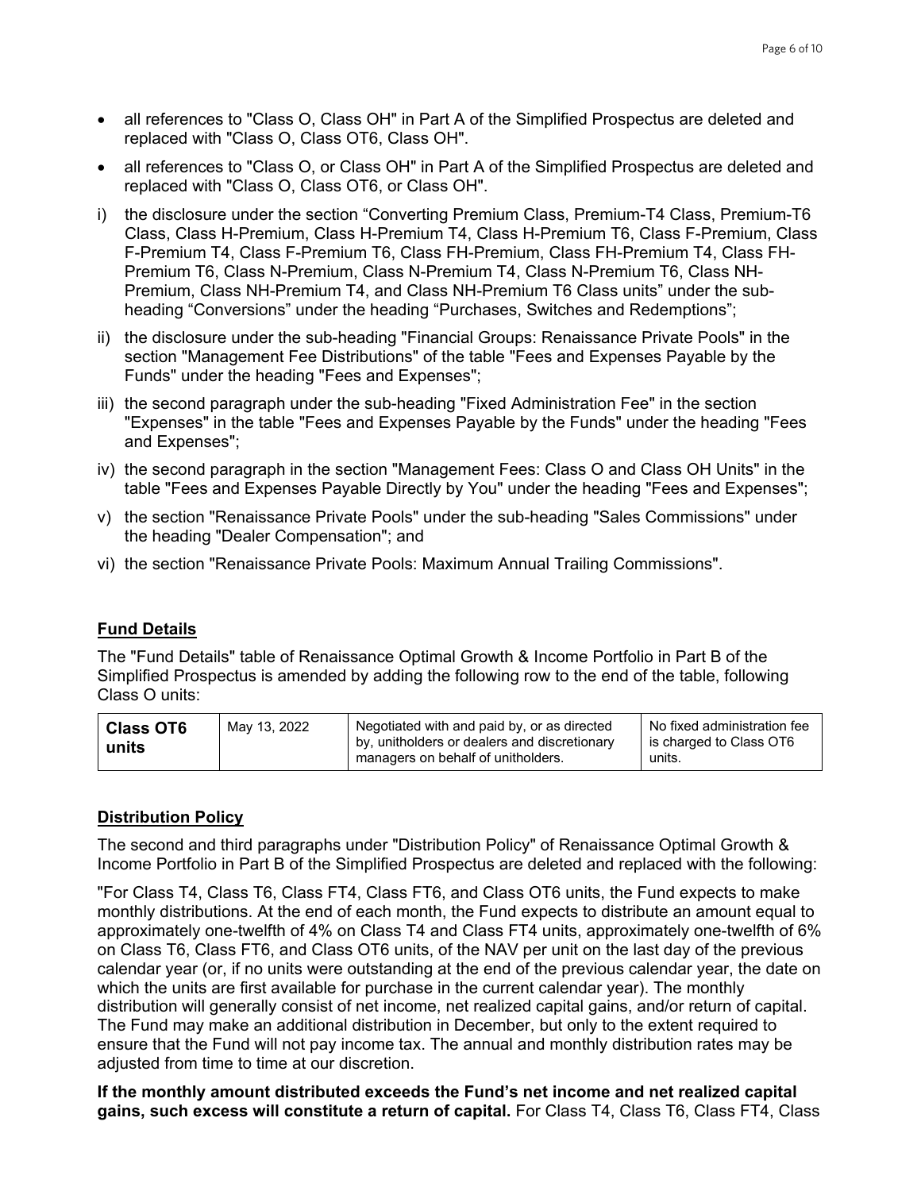- all references to "Class O, Class OH" in Part A of the Simplified Prospectus are deleted and replaced with "Class O, Class OT6, Class OH".
- all references to "Class O, or Class OH" in Part A of the Simplified Prospectus are deleted and replaced with "Class O, Class OT6, or Class OH".

i) the disclosure under the section "Converting Premium Class, Premium-T4 Class, Premium-T6 Class, Class H-Premium, Class H-Premium T4, Class H-Premium T6, Class F-Premium, Class F-Premium T4, Class F-Premium T6, Class FH-Premium, Class FH-Premium T4, Class FH-Premium T6, Class N-Premium, Class N-Premium T4, Class N-Premium T6, Class NH-Premium, Class NH-Premium T4, and Class NH-Premium T6 Class units" under the sub-heading "Conversions" under the heading "Purchases, Switches and Redemptions";

ii) the disclosure under the sub-heading "Financial Groups: Renaissance Private Pools" in the section "Management Fee Distributions" of the table "Fees and Expenses Payable by the Funds" under the heading "Fees and Expenses";

iii) the second paragraph under the sub-heading "Fixed Administration Fee" in the section "Expenses" in the table "Fees and Expenses Payable by the Funds" under the heading "Fees and Expenses";

iv) the second paragraph in the section "Management Fees: Class O and Class OH Units" in the table "Fees and Expenses Payable Directly by You" under the heading "Fees and Expenses";

v) the section "Renaissance Private Pools" under the sub-heading "Sales Commissions" under the heading "Dealer Compensation"; and

vi) the section "Renaissance Private Pools: Maximum Annual Trailing Commissions".

## Fund Details

The "Fund Details" table of Renaissance Optimal Growth & Income Portfolio in Part B of the Simplified Prospectus is amended by adding the following row to the end of the table, following Class O units:

| | | | |
|---|---|---|---|
| **Class OT6 units** | May 13, 2022 | Negotiated with and paid by, or as directed by, unitholders or dealers and discretionary managers on behalf of unitholders. | No fixed administration fee is charged to Class OT6 units. |

## Distribution Policy

The second and third paragraphs under "Distribution Policy" of Renaissance Optimal Growth & Income Portfolio in Part B of the Simplified Prospectus are deleted and replaced with the following:

"For Class T4, Class T6, Class FT4, Class FT6, and Class OT6 units, the Fund expects to make monthly distributions. At the end of each month, the Fund expects to distribute an amount equal to approximately one-twelfth of 4% on Class T4 and Class FT4 units, approximately one-twelfth of 6% on Class T6, Class FT6, and Class OT6 units, of the NAV per unit on the last day of the previous calendar year (or, if no units were outstanding at the end of the previous calendar year, the date on which the units are first available for purchase in the current calendar year). The monthly distribution will generally consist of net income, net realized capital gains, and/or return of capital. The Fund may make an additional distribution in December, but only to the extent required to ensure that the Fund will not pay income tax. The annual and monthly distribution rates may be adjusted from time to time at our discretion.

**If the monthly amount distributed exceeds the Fund's net income and net realized capital gains, such excess will constitute a return of capital.** For Class T4, Class T6, Class FT4, Class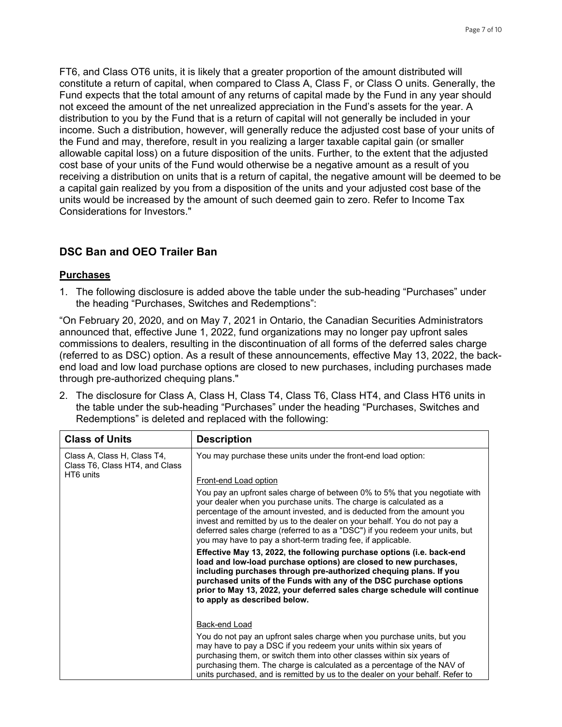FT6, and Class OT6 units, it is likely that a greater proportion of the amount distributed will constitute a return of capital, when compared to Class A, Class F, or Class O units. Generally, the Fund expects that the total amount of any returns of capital made by the Fund in any year should not exceed the amount of the net unrealized appreciation in the Fund's assets for the year. A distribution to you by the Fund that is a return of capital will not generally be included in your income. Such a distribution, however, will generally reduce the adjusted cost base of your units of the Fund and may, therefore, result in you realizing a larger taxable capital gain (or smaller allowable capital loss) on a future disposition of the units. Further, to the extent that the adjusted cost base of your units of the Fund would otherwise be a negative amount as a result of you receiving a distribution on units that is a return of capital, the negative amount will be deemed to be a capital gain realized by you from a disposition of the units and your adjusted cost base of the units would be increased by the amount of such deemed gain to zero. Refer to Income Tax Considerations for Investors."

## DSC Ban and OEO Trailer Ban

### Purchases

1. The following disclosure is added above the table under the sub-heading "Purchases" under the heading "Purchases, Switches and Redemptions":

"On February 20, 2020, and on May 7, 2021 in Ontario, the Canadian Securities Administrators announced that, effective June 1, 2022, fund organizations may no longer pay upfront sales commissions to dealers, resulting in the discontinuation of all forms of the deferred sales charge (referred to as DSC) option. As a result of these announcements, effective May 13, 2022, the back-end load and low load purchase options are closed to new purchases, including purchases made through pre-authorized chequing plans."

2. The disclosure for Class A, Class H, Class T4, Class T6, Class HT4, and Class HT6 units in the table under the sub-heading "Purchases" under the heading "Purchases, Switches and Redemptions" is deleted and replaced with the following:

| Class of Units | Description |
|---|---|
| Class A, Class H, Class T4, Class T6, Class HT4, and Class HT6 units | You may purchase these units under the front-end load option:<br><br>Front-end Load option<br><br>You pay an upfront sales charge of between 0% to 5% that you negotiate with your dealer when you purchase units. The charge is calculated as a percentage of the amount invested, and is deducted from the amount you invest and remitted by us to the dealer on your behalf. You do not pay a deferred sales charge (referred to as a "DSC") if you redeem your units, but you may have to pay a short-term trading fee, if applicable.<br><br>**Effective May 13, 2022, the following purchase options (i.e. back-end load and low-load purchase options) are closed to new purchases, including purchases through pre-authorized chequing plans. If you purchased units of the Funds with any of the DSC purchase options prior to May 13, 2022, your deferred sales charge schedule will continue to apply as described below.**<br><br>Back-end Load<br><br>You do not pay an upfront sales charge when you purchase units, but you may have to pay a DSC if you redeem your units within six years of purchasing them, or switch them into other classes within six years of purchasing them. The charge is calculated as a percentage of the NAV of units purchased, and is remitted by us to the dealer on your behalf. Refer to |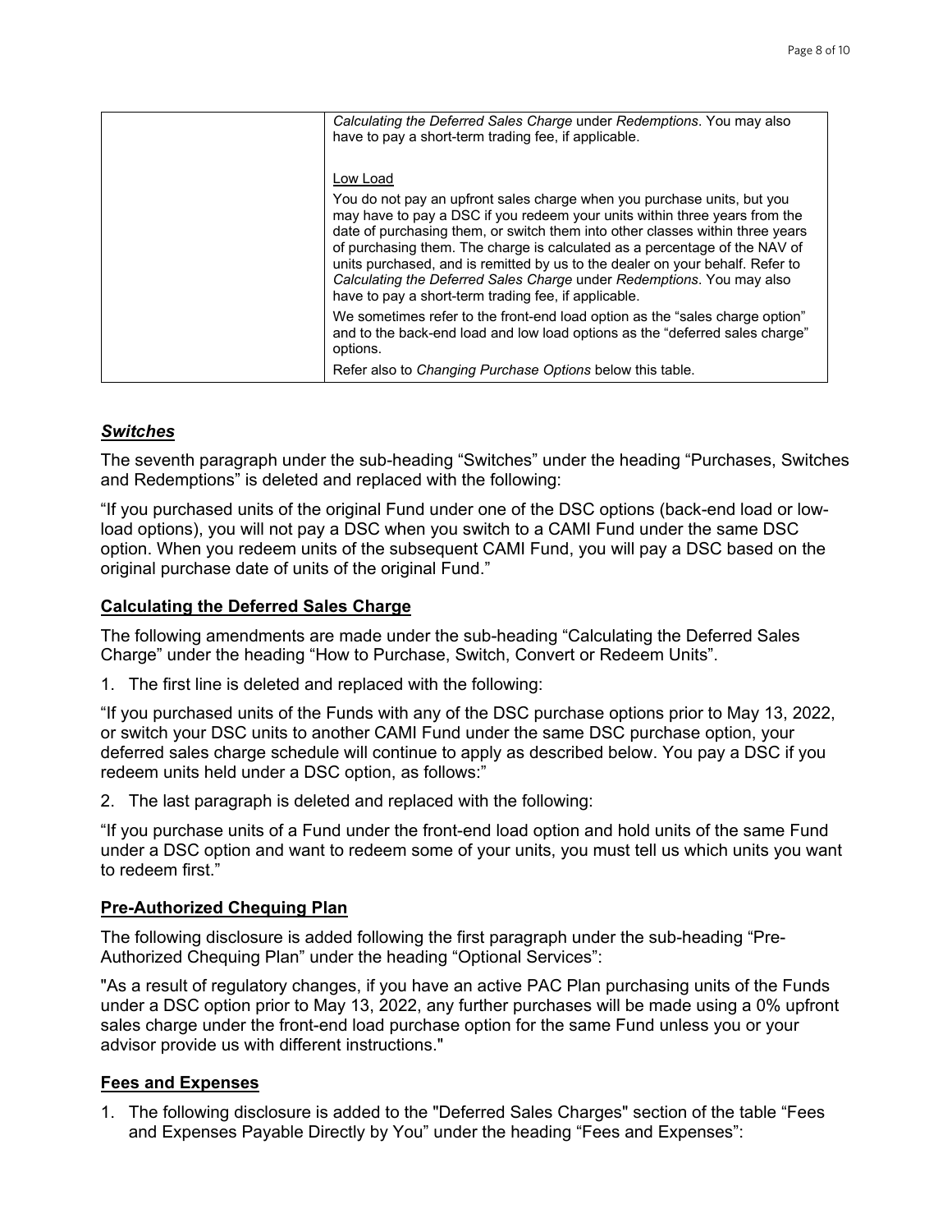| | *Calculating the Deferred Sales Charge* under *Redemptions*. You may also have to pay a short-term trading fee, if applicable.<br><br>Low Load<br><br>You do not pay an upfront sales charge when you purchase units, but you may have to pay a DSC if you redeem your units within three years from the date of purchasing them, or switch them into other classes within three years of purchasing them. The charge is calculated as a percentage of the NAV of units purchased, and is remitted by us to the dealer on your behalf. Refer to *Calculating the Deferred Sales Charge* under *Redemptions*. You may also have to pay a short-term trading fee, if applicable.<br><br>We sometimes refer to the front-end load option as the “sales charge option” and to the back-end load and low load options as the “deferred sales charge” options.<br><br>Refer also to *Changing Purchase Options* below this table. |
|---|---|

## ***Switches***

The seventh paragraph under the sub-heading “Switches” under the heading “Purchases, Switches and Redemptions” is deleted and replaced with the following:

“If you purchased units of the original Fund under one of the DSC options (back-end load or low-load options), you will not pay a DSC when you switch to a CAMI Fund under the same DSC option. When you redeem units of the subsequent CAMI Fund, you will pay a DSC based on the original purchase date of units of the original Fund.”

## **Calculating the Deferred Sales Charge**

The following amendments are made under the sub-heading “Calculating the Deferred Sales Charge” under the heading “How to Purchase, Switch, Convert or Redeem Units”.

1. The first line is deleted and replaced with the following:

“If you purchased units of the Funds with any of the DSC purchase options prior to May 13, 2022, or switch your DSC units to another CAMI Fund under the same DSC purchase option, your deferred sales charge schedule will continue to apply as described below. You pay a DSC if you redeem units held under a DSC option, as follows:”

2. The last paragraph is deleted and replaced with the following:

“If you purchase units of a Fund under the front-end load option and hold units of the same Fund under a DSC option and want to redeem some of your units, you must tell us which units you want to redeem first.”

## **Pre-Authorized Chequing Plan**

The following disclosure is added following the first paragraph under the sub-heading “Pre-Authorized Chequing Plan” under the heading “Optional Services”:

"As a result of regulatory changes, if you have an active PAC Plan purchasing units of the Funds under a DSC option prior to May 13, 2022, any further purchases will be made using a 0% upfront sales charge under the front-end load purchase option for the same Fund unless you or your advisor provide us with different instructions."

## **Fees and Expenses**

1. The following disclosure is added to the "Deferred Sales Charges" section of the table “Fees and Expenses Payable Directly by You” under the heading “Fees and Expenses”: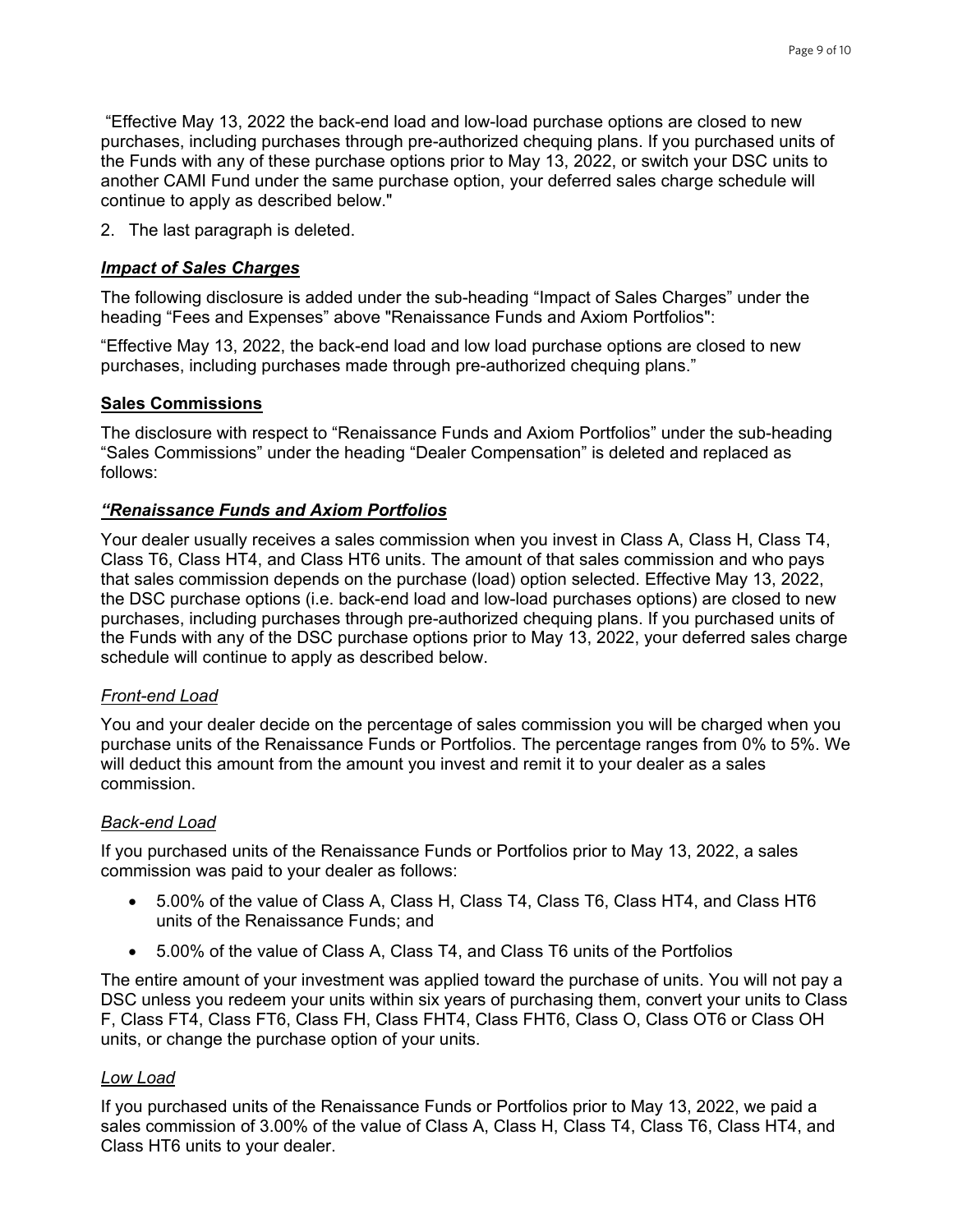"Effective May 13, 2022 the back-end load and low-load purchase options are closed to new purchases, including purchases through pre-authorized chequing plans. If you purchased units of the Funds with any of these purchase options prior to May 13, 2022, or switch your DSC units to another CAMI Fund under the same purchase option, your deferred sales charge schedule will continue to apply as described below."

2. The last paragraph is deleted.

### ***Impact of Sales Charges***

The following disclosure is added under the sub-heading "Impact of Sales Charges" under the heading "Fees and Expenses" above "Renaissance Funds and Axiom Portfolios":

"Effective May 13, 2022, the back-end load and low load purchase options are closed to new purchases, including purchases made through pre-authorized chequing plans."

### **Sales Commissions**

The disclosure with respect to "Renaissance Funds and Axiom Portfolios" under the sub-heading "Sales Commissions" under the heading "Dealer Compensation" is deleted and replaced as follows:

### ***"Renaissance Funds and Axiom Portfolios***

Your dealer usually receives a sales commission when you invest in Class A, Class H, Class T4, Class T6, Class HT4, and Class HT6 units. The amount of that sales commission and who pays that sales commission depends on the purchase (load) option selected. Effective May 13, 2022, the DSC purchase options (i.e. back-end load and low-load purchases options) are closed to new purchases, including purchases through pre-authorized chequing plans. If you purchased units of the Funds with any of the DSC purchase options prior to May 13, 2022, your deferred sales charge schedule will continue to apply as described below.

*Front-end Load*

You and your dealer decide on the percentage of sales commission you will be charged when you purchase units of the Renaissance Funds or Portfolios. The percentage ranges from 0% to 5%. We will deduct this amount from the amount you invest and remit it to your dealer as a sales commission.

*Back-end Load*

If you purchased units of the Renaissance Funds or Portfolios prior to May 13, 2022, a sales commission was paid to your dealer as follows:

- 5.00% of the value of Class A, Class H, Class T4, Class T6, Class HT4, and Class HT6 units of the Renaissance Funds; and
- 5.00% of the value of Class A, Class T4, and Class T6 units of the Portfolios

The entire amount of your investment was applied toward the purchase of units. You will not pay a DSC unless you redeem your units within six years of purchasing them, convert your units to Class F, Class FT4, Class FT6, Class FH, Class FHT4, Class FHT6, Class O, Class OT6 or Class OH units, or change the purchase option of your units.

*Low Load*

If you purchased units of the Renaissance Funds or Portfolios prior to May 13, 2022, we paid a sales commission of 3.00% of the value of Class A, Class H, Class T4, Class T6, Class HT4, and Class HT6 units to your dealer.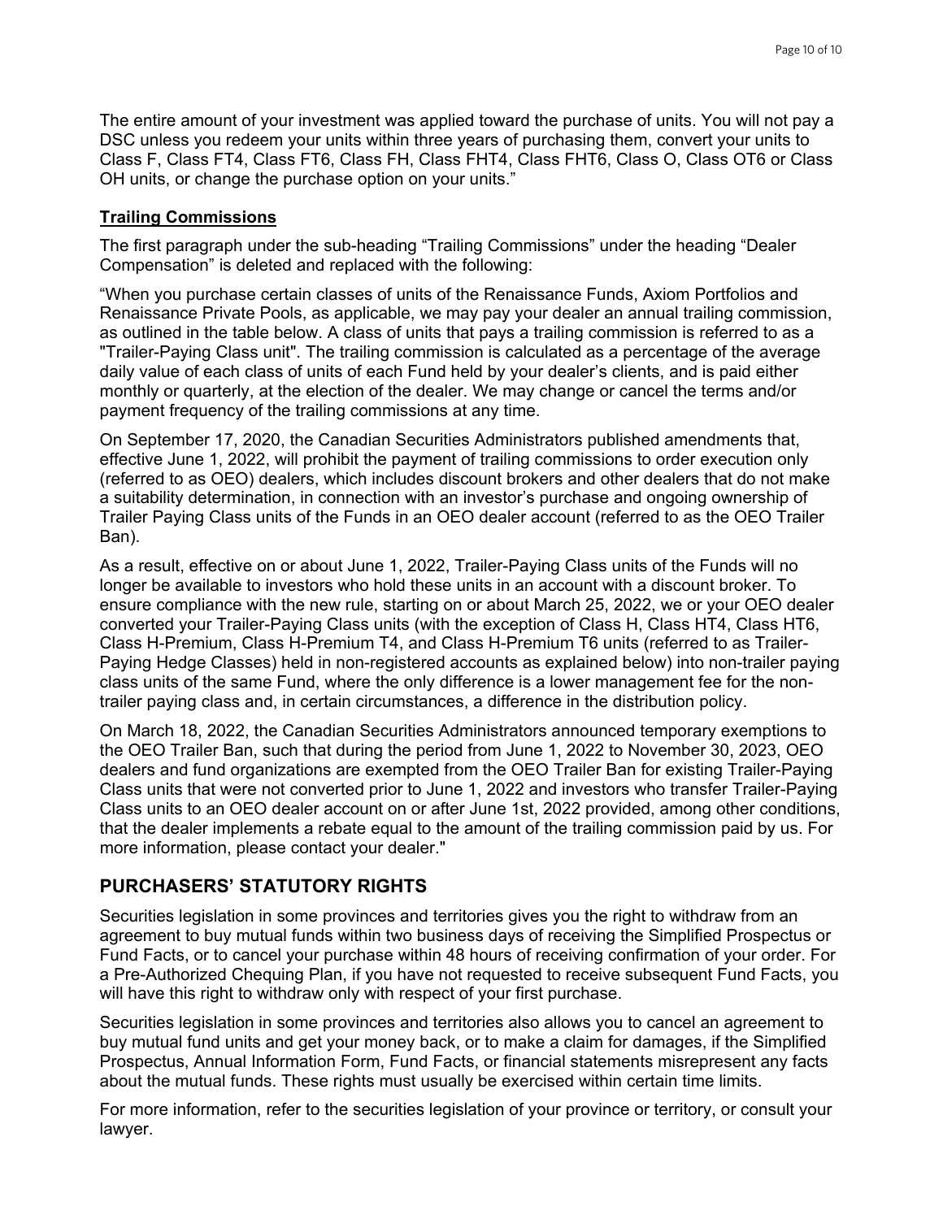The entire amount of your investment was applied toward the purchase of units. You will not pay a DSC unless you redeem your units within three years of purchasing them, convert your units to Class F, Class FT4, Class FT6, Class FH, Class FHT4, Class FHT6, Class O, Class OT6 or Class OH units, or change the purchase option on your units."

**Trailing Commissions**

The first paragraph under the sub-heading "Trailing Commissions" under the heading "Dealer Compensation" is deleted and replaced with the following:

"When you purchase certain classes of units of the Renaissance Funds, Axiom Portfolios and Renaissance Private Pools, as applicable, we may pay your dealer an annual trailing commission, as outlined in the table below. A class of units that pays a trailing commission is referred to as a "Trailer-Paying Class unit". The trailing commission is calculated as a percentage of the average daily value of each class of units of each Fund held by your dealer's clients, and is paid either monthly or quarterly, at the election of the dealer. We may change or cancel the terms and/or payment frequency of the trailing commissions at any time.

On September 17, 2020, the Canadian Securities Administrators published amendments that, effective June 1, 2022, will prohibit the payment of trailing commissions to order execution only (referred to as OEO) dealers, which includes discount brokers and other dealers that do not make a suitability determination, in connection with an investor's purchase and ongoing ownership of Trailer Paying Class units of the Funds in an OEO dealer account (referred to as the OEO Trailer Ban).

As a result, effective on or about June 1, 2022, Trailer-Paying Class units of the Funds will no longer be available to investors who hold these units in an account with a discount broker. To ensure compliance with the new rule, starting on or about March 25, 2022, we or your OEO dealer converted your Trailer-Paying Class units (with the exception of Class H, Class HT4, Class HT6, Class H-Premium, Class H-Premium T4, and Class H-Premium T6 units (referred to as Trailer-Paying Hedge Classes) held in non-registered accounts as explained below) into non-trailer paying class units of the same Fund, where the only difference is a lower management fee for the non-trailer paying class and, in certain circumstances, a difference in the distribution policy.

On March 18, 2022, the Canadian Securities Administrators announced temporary exemptions to the OEO Trailer Ban, such that during the period from June 1, 2022 to November 30, 2023, OEO dealers and fund organizations are exempted from the OEO Trailer Ban for existing Trailer-Paying Class units that were not converted prior to June 1, 2022 and investors who transfer Trailer-Paying Class units to an OEO dealer account on or after June 1st, 2022 provided, among other conditions, that the dealer implements a rebate equal to the amount of the trailing commission paid by us. For more information, please contact your dealer."

## PURCHASERS' STATUTORY RIGHTS

Securities legislation in some provinces and territories gives you the right to withdraw from an agreement to buy mutual funds within two business days of receiving the Simplified Prospectus or Fund Facts, or to cancel your purchase within 48 hours of receiving confirmation of your order. For a Pre-Authorized Chequing Plan, if you have not requested to receive subsequent Fund Facts, you will have this right to withdraw only with respect of your first purchase.

Securities legislation in some provinces and territories also allows you to cancel an agreement to buy mutual fund units and get your money back, or to make a claim for damages, if the Simplified Prospectus, Annual Information Form, Fund Facts, or financial statements misrepresent any facts about the mutual funds. These rights must usually be exercised within certain time limits.

For more information, refer to the securities legislation of your province or territory, or consult your lawyer.